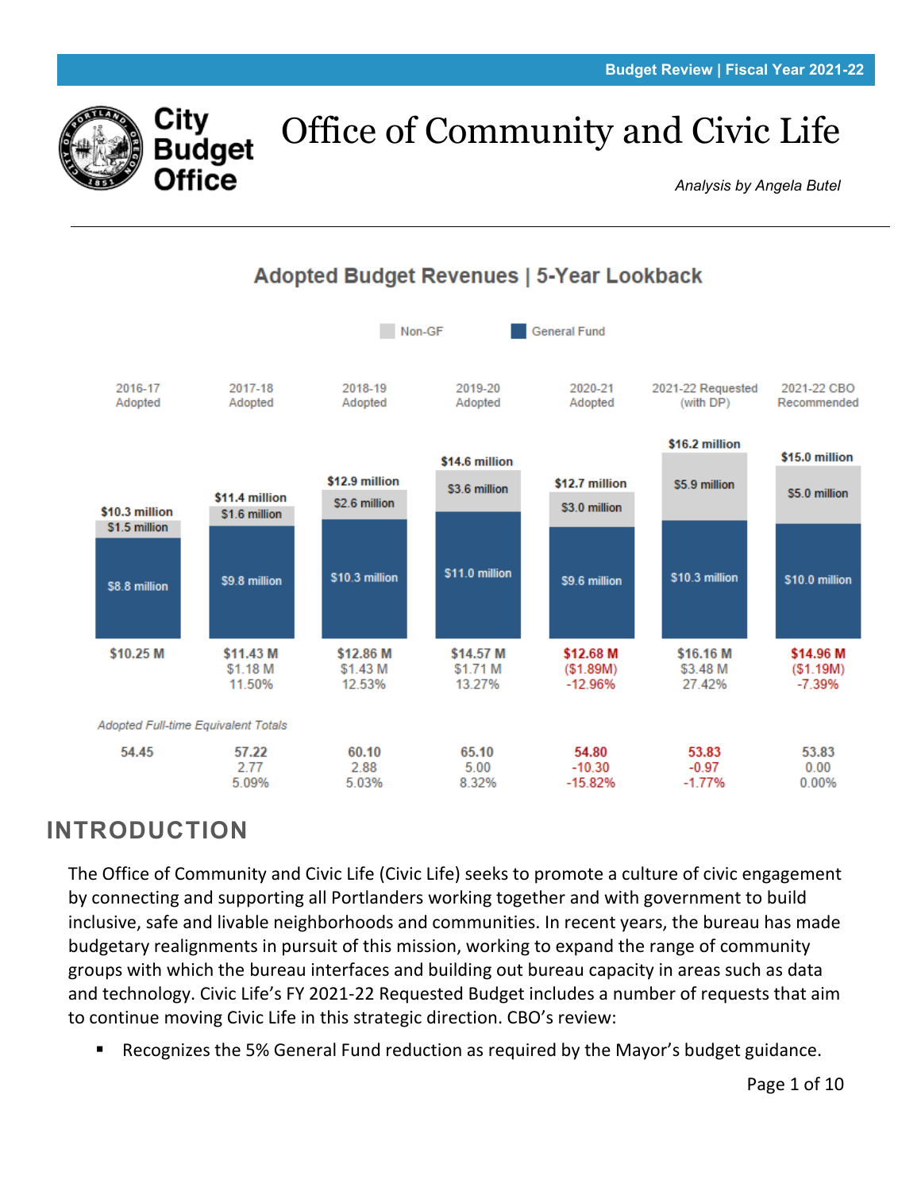Budget Review | Fiscal Year 2021-22

City Budget Office

# Office of Community and Civic Life

*Analysis by Angela Butel*

## Adopted Budget Revenues | 5-Year Lookback

Non-GF | General Fund

| | 2016-17 Adopted | 2017-18 Adopted | 2018-19 Adopted | 2019-20 Adopted | 2020-21 Adopted | 2021-22 Requested (with DP) | 2021-22 CBO Recommended |
|---|---|---|---|---|---|---|---|
| Total | $10.3 million | $11.4 million | $12.9 million | $14.6 million | $12.7 million | $16.2 million | $15.0 million |
| Non-GF | $1.5 million | $1.6 million | $2.6 million | $3.6 million | $3.0 million | $5.9 million | $5.0 million |
| General Fund | $8.8 million | $9.8 million | $10.3 million | $11.0 million | $9.6 million | $10.3 million | $10.0 million |
| Total | $10.25 M | $11.43 M | $12.86 M | $14.57 M | $12.68 M | $16.16 M | $14.96 M |
| Change | | $1.18 M | $1.43 M | $1.71 M | ($1.89M) | $3.48 M | ($1.19M) |
| % Change | | 11.50% | 12.53% | 13.27% | -12.96% | 27.42% | -7.39% |

*Adopted Full-time Equivalent Totals*

| | 2016-17 Adopted | 2017-18 Adopted | 2018-19 Adopted | 2019-20 Adopted | 2020-21 Adopted | 2021-22 Requested (with DP) | 2021-22 CBO Recommended |
|---|---|---|---|---|---|---|---|
| FTE | 54.45 | 57.22 | 60.10 | 65.10 | 54.80 | 53.83 | 53.83 |
| Change | | 2.77 | 2.88 | 5.00 | -10.30 | -0.97 | 0.00 |
| % Change | | 5.09% | 5.03% | 8.32% | -15.82% | -1.77% | 0.00% |

## INTRODUCTION

The Office of Community and Civic Life (Civic Life) seeks to promote a culture of civic engagement by connecting and supporting all Portlanders working together and with government to build inclusive, safe and livable neighborhoods and communities. In recent years, the bureau has made budgetary realignments in pursuit of this mission, working to expand the range of community groups with which the bureau interfaces and building out bureau capacity in areas such as data and technology. Civic Life's FY 2021-22 Requested Budget includes a number of requests that aim to continue moving Civic Life in this strategic direction. CBO's review:

- Recognizes the 5% General Fund reduction as required by the Mayor's budget guidance.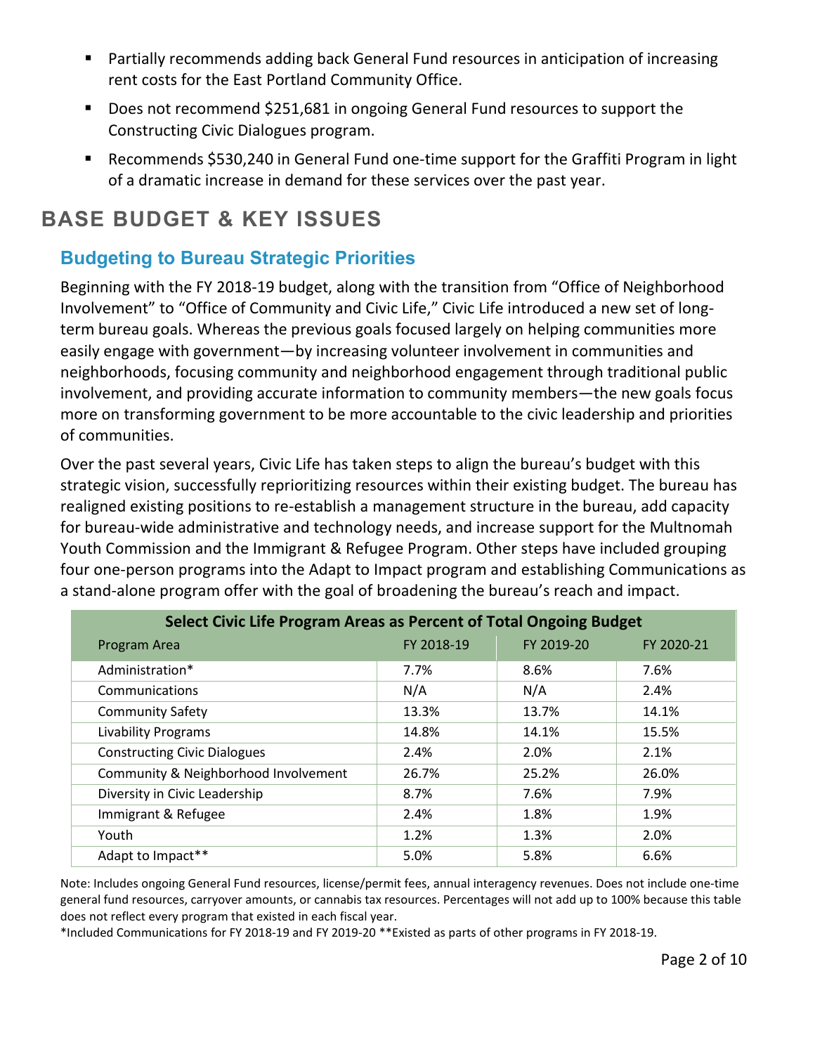- Partially recommends adding back General Fund resources in anticipation of increasing rent costs for the East Portland Community Office.
- Does not recommend $251,681 in ongoing General Fund resources to support the Constructing Civic Dialogues program.
- Recommends $530,240 in General Fund one-time support for the Graffiti Program in light of a dramatic increase in demand for these services over the past year.

# BASE BUDGET & KEY ISSUES

## Budgeting to Bureau Strategic Priorities

Beginning with the FY 2018-19 budget, along with the transition from "Office of Neighborhood Involvement" to "Office of Community and Civic Life," Civic Life introduced a new set of long-term bureau goals. Whereas the previous goals focused largely on helping communities more easily engage with government—by increasing volunteer involvement in communities and neighborhoods, focusing community and neighborhood engagement through traditional public involvement, and providing accurate information to community members—the new goals focus more on transforming government to be more accountable to the civic leadership and priorities of communities.

Over the past several years, Civic Life has taken steps to align the bureau's budget with this strategic vision, successfully reprioritizing resources within their existing budget. The bureau has realigned existing positions to re-establish a management structure in the bureau, add capacity for bureau-wide administrative and technology needs, and increase support for the Multnomah Youth Commission and the Immigrant & Refugee Program. Other steps have included grouping four one-person programs into the Adapt to Impact program and establishing Communications as a stand-alone program offer with the goal of broadening the bureau's reach and impact.

| Select Civic Life Program Areas as Percent of Total Ongoing Budget | | | |
|---|---|---|---|
| Program Area | FY 2018-19 | FY 2019-20 | FY 2020-21 |
| Administration* | 7.7% | 8.6% | 7.6% |
| Communications | N/A | N/A | 2.4% |
| Community Safety | 13.3% | 13.7% | 14.1% |
| Livability Programs | 14.8% | 14.1% | 15.5% |
| Constructing Civic Dialogues | 2.4% | 2.0% | 2.1% |
| Community & Neighborhood Involvement | 26.7% | 25.2% | 26.0% |
| Diversity in Civic Leadership | 8.7% | 7.6% | 7.9% |
| Immigrant & Refugee | 2.4% | 1.8% | 1.9% |
| Youth | 1.2% | 1.3% | 2.0% |
| Adapt to Impact** | 5.0% | 5.8% | 6.6% |

Note: Includes ongoing General Fund resources, license/permit fees, annual interagency revenues. Does not include one-time general fund resources, carryover amounts, or cannabis tax resources. Percentages will not add up to 100% because this table does not reflect every program that existed in each fiscal year.

*Included Communications for FY 2018-19 and FY 2019-20 **Existed as parts of other programs in FY 2018-19.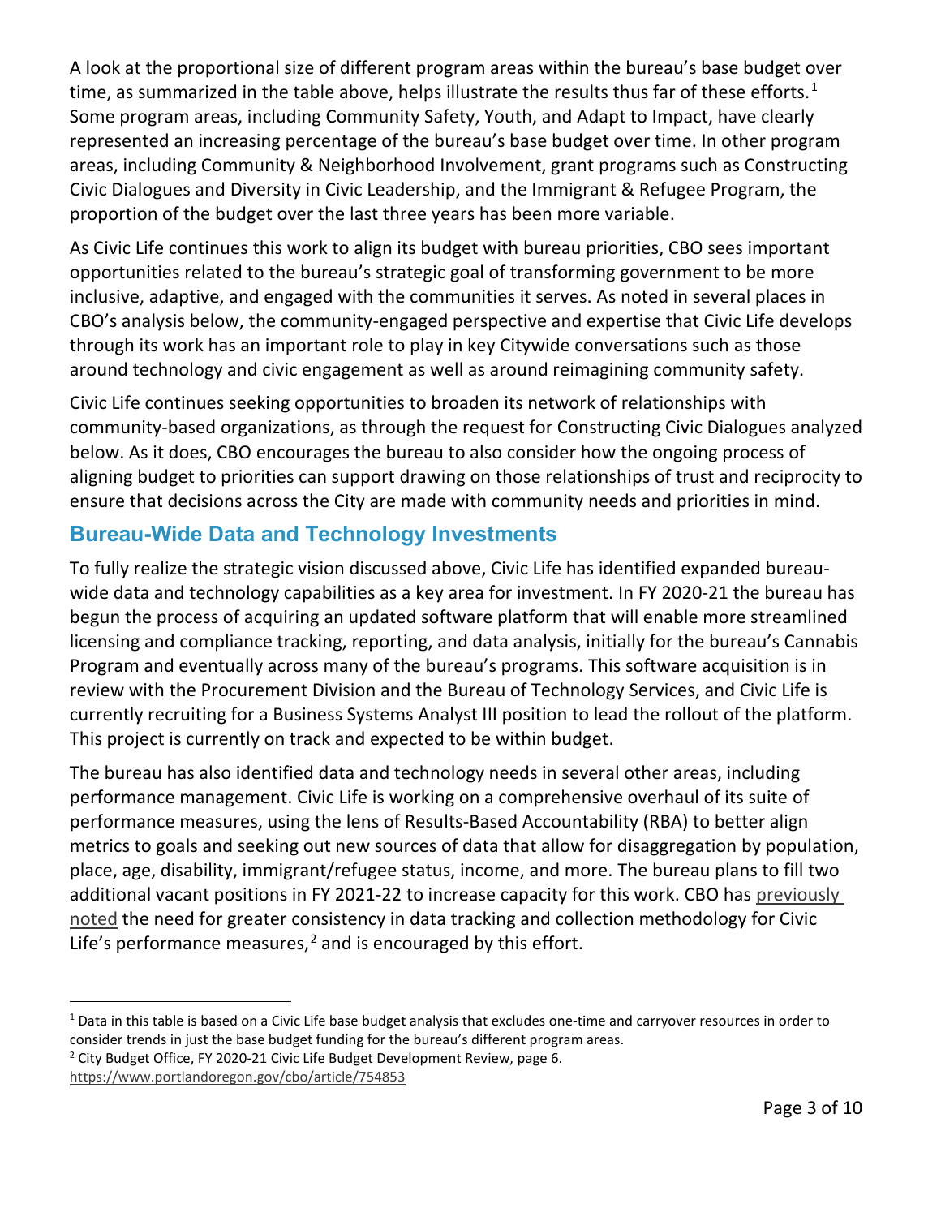A look at the proportional size of different program areas within the bureau's base budget over time, as summarized in the table above, helps illustrate the results thus far of these efforts.[1] Some program areas, including Community Safety, Youth, and Adapt to Impact, have clearly represented an increasing percentage of the bureau's base budget over time. In other program areas, including Community & Neighborhood Involvement, grant programs such as Constructing Civic Dialogues and Diversity in Civic Leadership, and the Immigrant & Refugee Program, the proportion of the budget over the last three years has been more variable.

As Civic Life continues this work to align its budget with bureau priorities, CBO sees important opportunities related to the bureau's strategic goal of transforming government to be more inclusive, adaptive, and engaged with the communities it serves. As noted in several places in CBO's analysis below, the community-engaged perspective and expertise that Civic Life develops through its work has an important role to play in key Citywide conversations such as those around technology and civic engagement as well as around reimagining community safety.

Civic Life continues seeking opportunities to broaden its network of relationships with community-based organizations, as through the request for Constructing Civic Dialogues analyzed below. As it does, CBO encourages the bureau to also consider how the ongoing process of aligning budget to priorities can support drawing on those relationships of trust and reciprocity to ensure that decisions across the City are made with community needs and priorities in mind.

## Bureau-Wide Data and Technology Investments

To fully realize the strategic vision discussed above, Civic Life has identified expanded bureau-wide data and technology capabilities as a key area for investment. In FY 2020-21 the bureau has begun the process of acquiring an updated software platform that will enable more streamlined licensing and compliance tracking, reporting, and data analysis, initially for the bureau's Cannabis Program and eventually across many of the bureau's programs. This software acquisition is in review with the Procurement Division and the Bureau of Technology Services, and Civic Life is currently recruiting for a Business Systems Analyst III position to lead the rollout of the platform. This project is currently on track and expected to be within budget.

The bureau has also identified data and technology needs in several other areas, including performance management. Civic Life is working on a comprehensive overhaul of its suite of performance measures, using the lens of Results-Based Accountability (RBA) to better align metrics to goals and seeking out new sources of data that allow for disaggregation by population, place, age, disability, immigrant/refugee status, income, and more. The bureau plans to fill two additional vacant positions in FY 2021-22 to increase capacity for this work. CBO has previously noted the need for greater consistency in data tracking and collection methodology for Civic Life's performance measures,[2] and is encouraged by this effort.

---

[1] Data in this table is based on a Civic Life base budget analysis that excludes one-time and carryover resources in order to consider trends in just the base budget funding for the bureau's different program areas.

[2] City Budget Office, FY 2020-21 Civic Life Budget Development Review, page 6. https://www.portlandoregon.gov/cbo/article/754853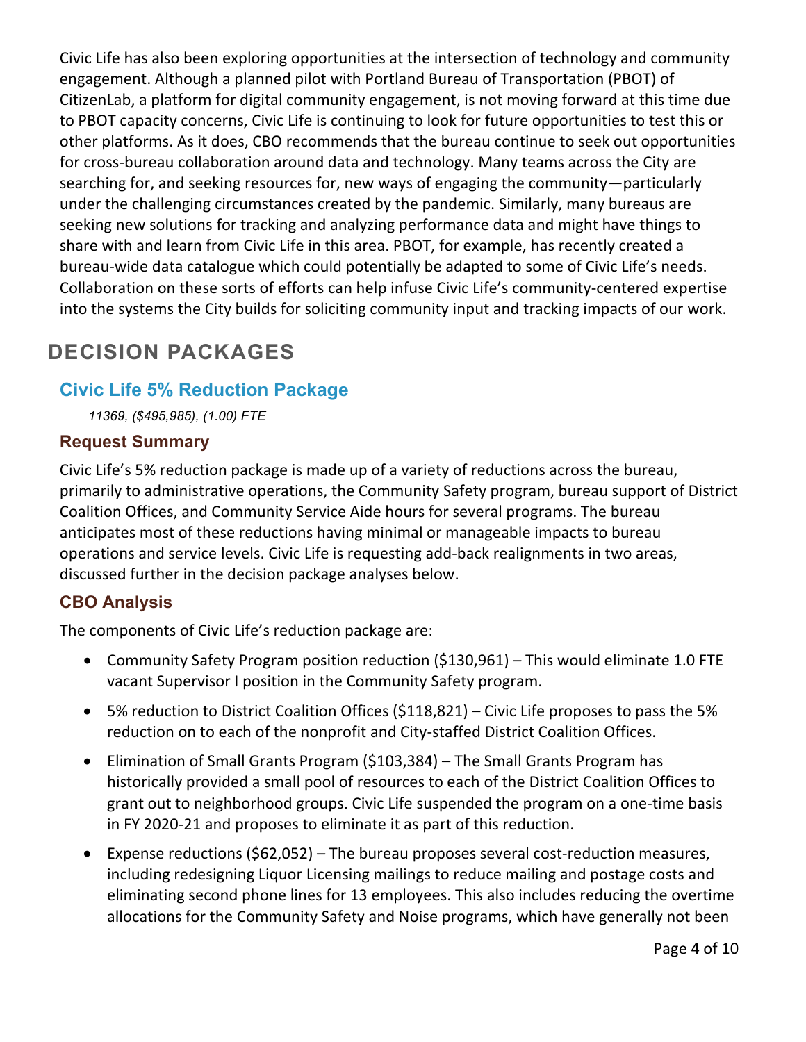Civic Life has also been exploring opportunities at the intersection of technology and community engagement. Although a planned pilot with Portland Bureau of Transportation (PBOT) of CitizenLab, a platform for digital community engagement, is not moving forward at this time due to PBOT capacity concerns, Civic Life is continuing to look for future opportunities to test this or other platforms. As it does, CBO recommends that the bureau continue to seek out opportunities for cross-bureau collaboration around data and technology. Many teams across the City are searching for, and seeking resources for, new ways of engaging the community—particularly under the challenging circumstances created by the pandemic. Similarly, many bureaus are seeking new solutions for tracking and analyzing performance data and might have things to share with and learn from Civic Life in this area. PBOT, for example, has recently created a bureau-wide data catalogue which could potentially be adapted to some of Civic Life's needs. Collaboration on these sorts of efforts can help infuse Civic Life's community-centered expertise into the systems the City builds for soliciting community input and tracking impacts of our work.

# DECISION PACKAGES

## Civic Life 5% Reduction Package

*11369, ($495,985), (1.00) FTE*

### Request Summary

Civic Life's 5% reduction package is made up of a variety of reductions across the bureau, primarily to administrative operations, the Community Safety program, bureau support of District Coalition Offices, and Community Service Aide hours for several programs. The bureau anticipates most of these reductions having minimal or manageable impacts to bureau operations and service levels. Civic Life is requesting add-back realignments in two areas, discussed further in the decision package analyses below.

### CBO Analysis

The components of Civic Life's reduction package are:

- Community Safety Program position reduction ($130,961) – This would eliminate 1.0 FTE vacant Supervisor I position in the Community Safety program.
- 5% reduction to District Coalition Offices ($118,821) – Civic Life proposes to pass the 5% reduction on to each of the nonprofit and City-staffed District Coalition Offices.
- Elimination of Small Grants Program ($103,384) – The Small Grants Program has historically provided a small pool of resources to each of the District Coalition Offices to grant out to neighborhood groups. Civic Life suspended the program on a one-time basis in FY 2020-21 and proposes to eliminate it as part of this reduction.
- Expense reductions ($62,052) – The bureau proposes several cost-reduction measures, including redesigning Liquor Licensing mailings to reduce mailing and postage costs and eliminating second phone lines for 13 employees. This also includes reducing the overtime allocations for the Community Safety and Noise programs, which have generally not been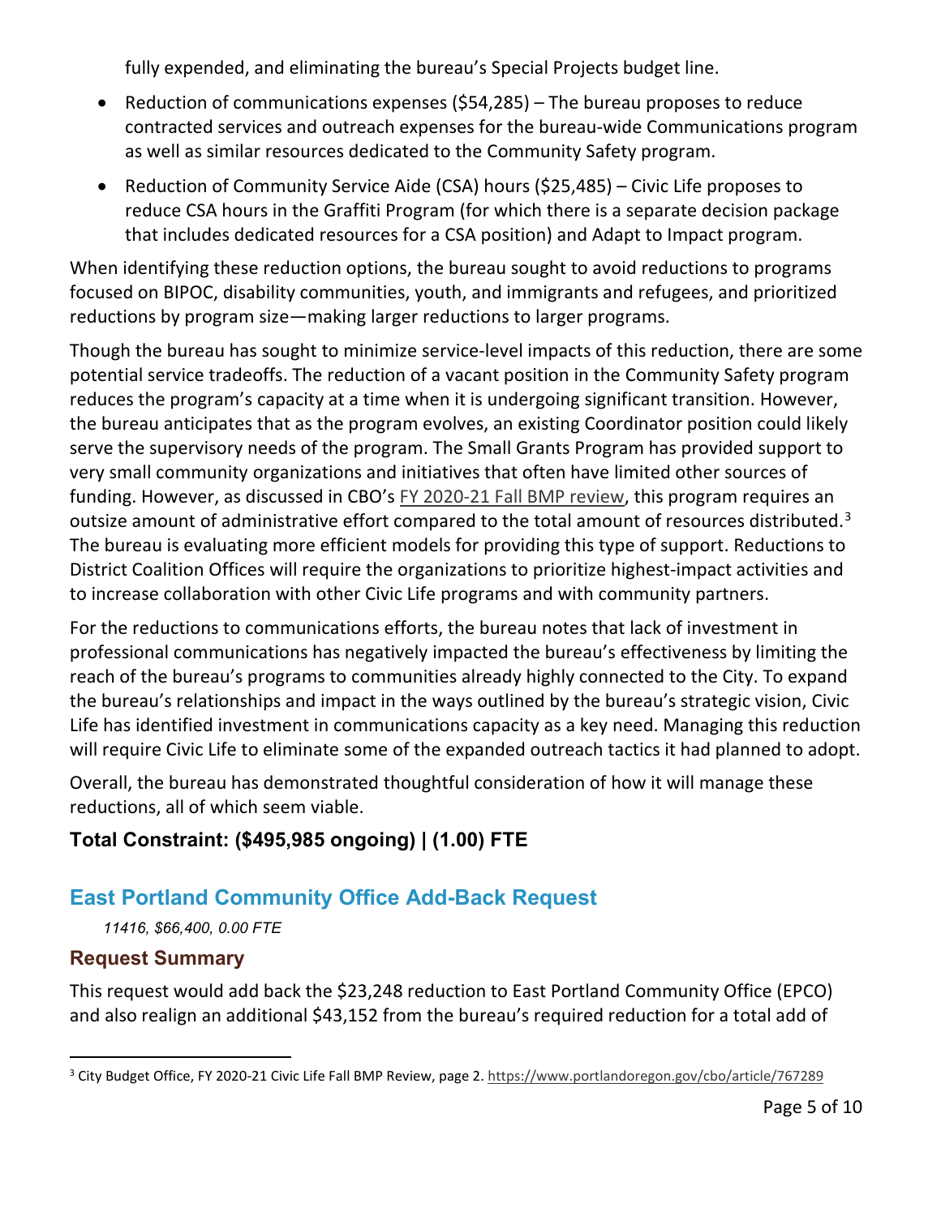fully expended, and eliminating the bureau's Special Projects budget line.

- Reduction of communications expenses ($54,285) – The bureau proposes to reduce contracted services and outreach expenses for the bureau-wide Communications program as well as similar resources dedicated to the Community Safety program.
- Reduction of Community Service Aide (CSA) hours ($25,485) – Civic Life proposes to reduce CSA hours in the Graffiti Program (for which there is a separate decision package that includes dedicated resources for a CSA position) and Adapt to Impact program.

When identifying these reduction options, the bureau sought to avoid reductions to programs focused on BIPOC, disability communities, youth, and immigrants and refugees, and prioritized reductions by program size—making larger reductions to larger programs.

Though the bureau has sought to minimize service-level impacts of this reduction, there are some potential service tradeoffs. The reduction of a vacant position in the Community Safety program reduces the program's capacity at a time when it is undergoing significant transition. However, the bureau anticipates that as the program evolves, an existing Coordinator position could likely serve the supervisory needs of the program. The Small Grants Program has provided support to very small community organizations and initiatives that often have limited other sources of funding. However, as discussed in CBO's FY 2020-21 Fall BMP review, this program requires an outsize amount of administrative effort compared to the total amount of resources distributed.[3] The bureau is evaluating more efficient models for providing this type of support. Reductions to District Coalition Offices will require the organizations to prioritize highest-impact activities and to increase collaboration with other Civic Life programs and with community partners.

For the reductions to communications efforts, the bureau notes that lack of investment in professional communications has negatively impacted the bureau's effectiveness by limiting the reach of the bureau's programs to communities already highly connected to the City. To expand the bureau's relationships and impact in the ways outlined by the bureau's strategic vision, Civic Life has identified investment in communications capacity as a key need. Managing this reduction will require Civic Life to eliminate some of the expanded outreach tactics it had planned to adopt.

Overall, the bureau has demonstrated thoughtful consideration of how it will manage these reductions, all of which seem viable.

**Total Constraint: ($495,985 ongoing) | (1.00) FTE**

## East Portland Community Office Add-Back Request

*11416, $66,400, 0.00 FTE*

### Request Summary

This request would add back the $23,248 reduction to East Portland Community Office (EPCO) and also realign an additional $43,152 from the bureau's required reduction for a total add of

[3] City Budget Office, FY 2020-21 Civic Life Fall BMP Review, page 2. https://www.portlandoregon.gov/cbo/article/767289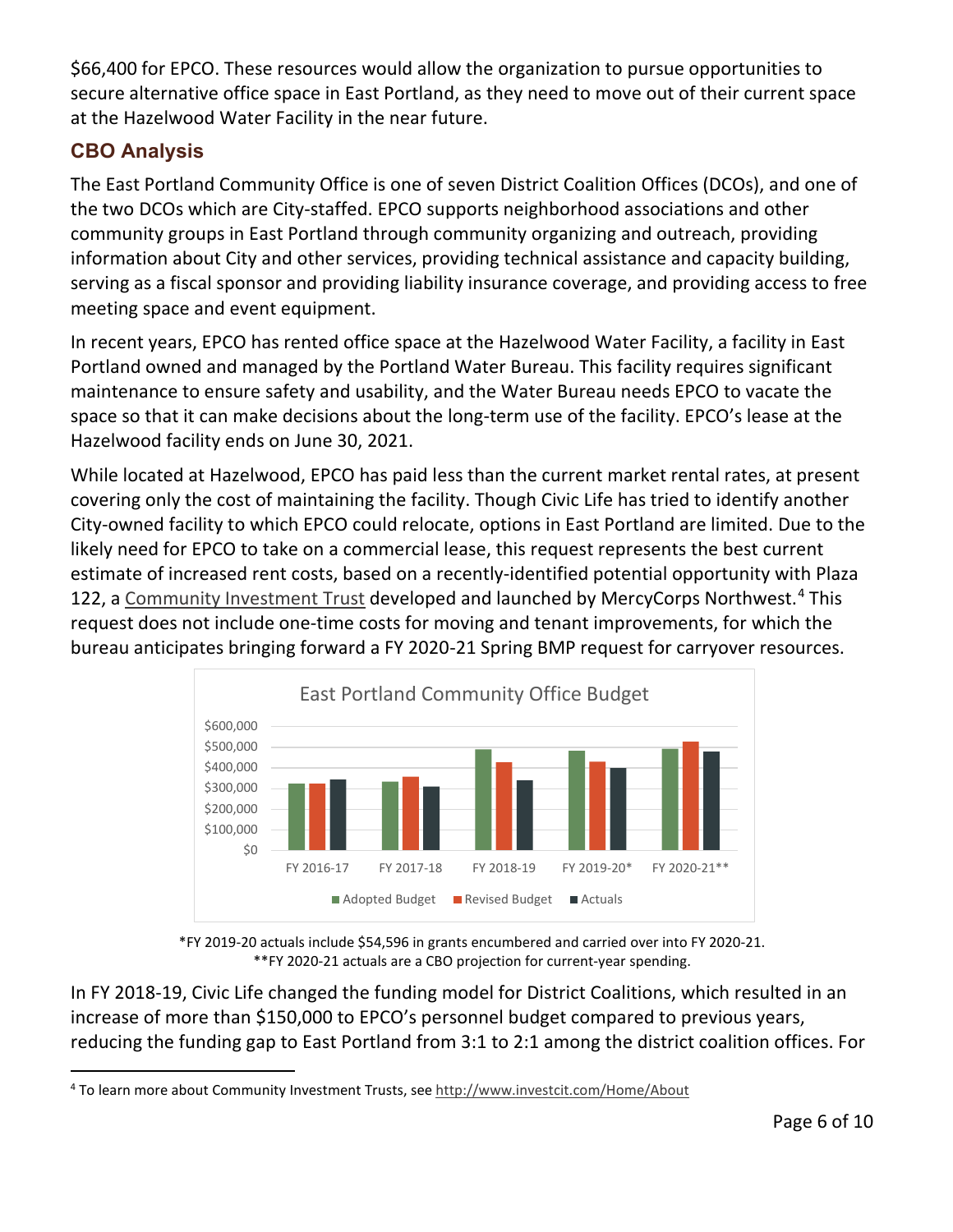$66,400 for EPCO. These resources would allow the organization to pursue opportunities to secure alternative office space in East Portland, as they need to move out of their current space at the Hazelwood Water Facility in the near future.

### CBO Analysis

The East Portland Community Office is one of seven District Coalition Offices (DCOs), and one of the two DCOs which are City-staffed. EPCO supports neighborhood associations and other community groups in East Portland through community organizing and outreach, providing information about City and other services, providing technical assistance and capacity building, serving as a fiscal sponsor and providing liability insurance coverage, and providing access to free meeting space and event equipment.

In recent years, EPCO has rented office space at the Hazelwood Water Facility, a facility in East Portland owned and managed by the Portland Water Bureau. This facility requires significant maintenance to ensure safety and usability, and the Water Bureau needs EPCO to vacate the space so that it can make decisions about the long-term use of the facility. EPCO's lease at the Hazelwood facility ends on June 30, 2021.

While located at Hazelwood, EPCO has paid less than the current market rental rates, at present covering only the cost of maintaining the facility. Though Civic Life has tried to identify another City-owned facility to which EPCO could relocate, options in East Portland are limited. Due to the likely need for EPCO to take on a commercial lease, this request represents the best current estimate of increased rent costs, based on a recently-identified potential opportunity with Plaza 122, a Community Investment Trust developed and launched by MercyCorps Northwest.[4] This request does not include one-time costs for moving and tenant improvements, for which the bureau anticipates bringing forward a FY 2020-21 Spring BMP request for carryover resources.

East Portland Community Office Budget

\*FY 2019-20 actuals include $54,596 in grants encumbered and carried over into FY 2020-21.
\*\*FY 2020-21 actuals are a CBO projection for current-year spending.

In FY 2018-19, Civic Life changed the funding model for District Coalitions, which resulted in an increase of more than $150,000 to EPCO's personnel budget compared to previous years, reducing the funding gap to East Portland from 3:1 to 2:1 among the district coalition offices. For

[4] To learn more about Community Investment Trusts, see http://www.investcit.com/Home/About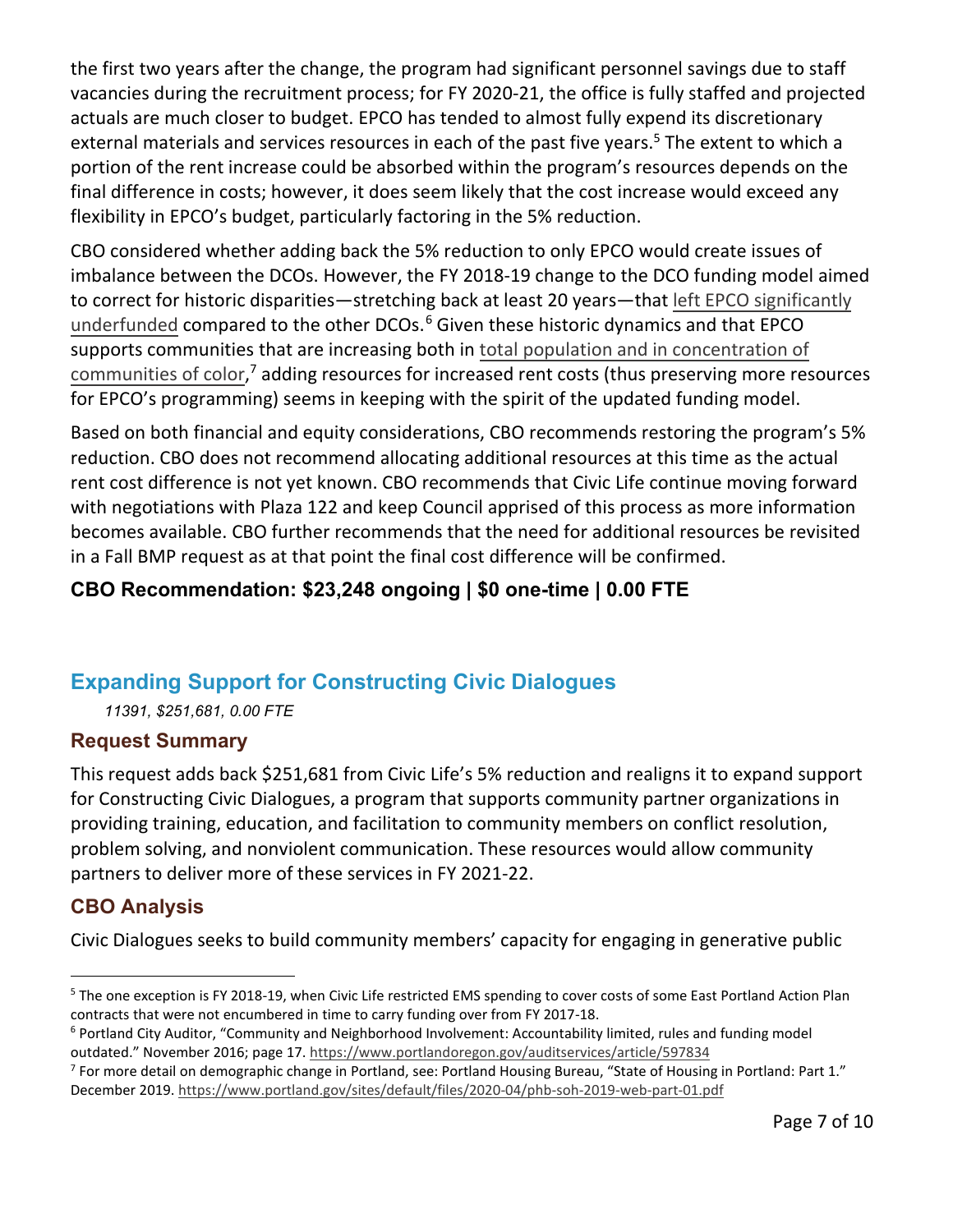the first two years after the change, the program had significant personnel savings due to staff vacancies during the recruitment process; for FY 2020-21, the office is fully staffed and projected actuals are much closer to budget. EPCO has tended to almost fully expend its discretionary external materials and services resources in each of the past five years.[5] The extent to which a portion of the rent increase could be absorbed within the program's resources depends on the final difference in costs; however, it does seem likely that the cost increase would exceed any flexibility in EPCO's budget, particularly factoring in the 5% reduction.

CBO considered whether adding back the 5% reduction to only EPCO would create issues of imbalance between the DCOs. However, the FY 2018-19 change to the DCO funding model aimed to correct for historic disparities—stretching back at least 20 years—that left EPCO significantly underfunded compared to the other DCOs.[6] Given these historic dynamics and that EPCO supports communities that are increasing both in total population and in concentration of communities of color,[7] adding resources for increased rent costs (thus preserving more resources for EPCO's programming) seems in keeping with the spirit of the updated funding model.

Based on both financial and equity considerations, CBO recommends restoring the program's 5% reduction. CBO does not recommend allocating additional resources at this time as the actual rent cost difference is not yet known. CBO recommends that Civic Life continue moving forward with negotiations with Plaza 122 and keep Council apprised of this process as more information becomes available. CBO further recommends that the need for additional resources be revisited in a Fall BMP request as at that point the final cost difference will be confirmed.

**CBO Recommendation: $23,248 ongoing | $0 one-time | 0.00 FTE**

## Expanding Support for Constructing Civic Dialogues

*11391, $251,681, 0.00 FTE*

### Request Summary

This request adds back $251,681 from Civic Life's 5% reduction and realigns it to expand support for Constructing Civic Dialogues, a program that supports community partner organizations in providing training, education, and facilitation to community members on conflict resolution, problem solving, and nonviolent communication. These resources would allow community partners to deliver more of these services in FY 2021-22.

### CBO Analysis

Civic Dialogues seeks to build community members' capacity for engaging in generative public

---

[5] The one exception is FY 2018-19, when Civic Life restricted EMS spending to cover costs of some East Portland Action Plan contracts that were not encumbered in time to carry funding over from FY 2017-18.

[6] Portland City Auditor, "Community and Neighborhood Involvement: Accountability limited, rules and funding model outdated." November 2016; page 17. https://www.portlandoregon.gov/auditservices/article/597834

[7] For more detail on demographic change in Portland, see: Portland Housing Bureau, "State of Housing in Portland: Part 1." December 2019. https://www.portland.gov/sites/default/files/2020-04/phb-soh-2019-web-part-01.pdf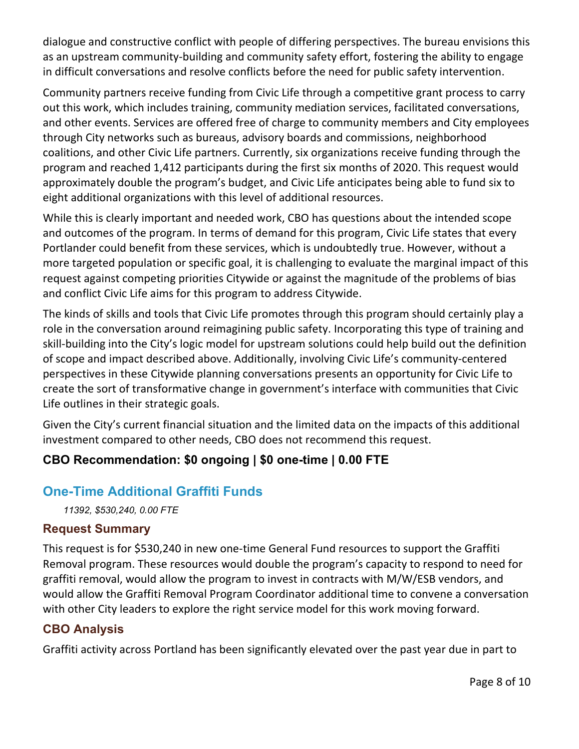dialogue and constructive conflict with people of differing perspectives. The bureau envisions this as an upstream community-building and community safety effort, fostering the ability to engage in difficult conversations and resolve conflicts before the need for public safety intervention.

Community partners receive funding from Civic Life through a competitive grant process to carry out this work, which includes training, community mediation services, facilitated conversations, and other events. Services are offered free of charge to community members and City employees through City networks such as bureaus, advisory boards and commissions, neighborhood coalitions, and other Civic Life partners. Currently, six organizations receive funding through the program and reached 1,412 participants during the first six months of 2020. This request would approximately double the program's budget, and Civic Life anticipates being able to fund six to eight additional organizations with this level of additional resources.

While this is clearly important and needed work, CBO has questions about the intended scope and outcomes of the program. In terms of demand for this program, Civic Life states that every Portlander could benefit from these services, which is undoubtedly true. However, without a more targeted population or specific goal, it is challenging to evaluate the marginal impact of this request against competing priorities Citywide or against the magnitude of the problems of bias and conflict Civic Life aims for this program to address Citywide.

The kinds of skills and tools that Civic Life promotes through this program should certainly play a role in the conversation around reimagining public safety. Incorporating this type of training and skill-building into the City's logic model for upstream solutions could help build out the definition of scope and impact described above. Additionally, involving Civic Life's community-centered perspectives in these Citywide planning conversations presents an opportunity for Civic Life to create the sort of transformative change in government's interface with communities that Civic Life outlines in their strategic goals.

Given the City's current financial situation and the limited data on the impacts of this additional investment compared to other needs, CBO does not recommend this request.

**CBO Recommendation: $0 ongoing | $0 one-time | 0.00 FTE**

## One-Time Additional Graffiti Funds

*11392, $530,240, 0.00 FTE*

### Request Summary

This request is for $530,240 in new one-time General Fund resources to support the Graffiti Removal program. These resources would double the program's capacity to respond to need for graffiti removal, would allow the program to invest in contracts with M/W/ESB vendors, and would allow the Graffiti Removal Program Coordinator additional time to convene a conversation with other City leaders to explore the right service model for this work moving forward.

### CBO Analysis

Graffiti activity across Portland has been significantly elevated over the past year due in part to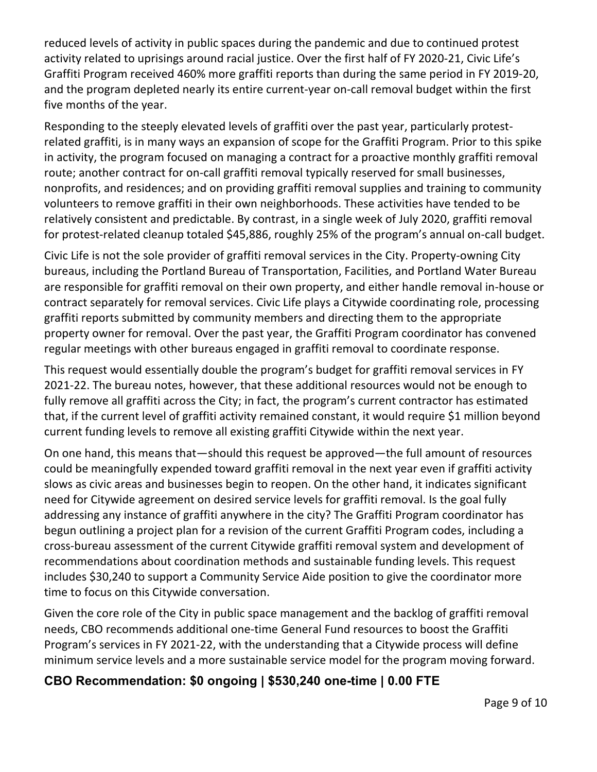reduced levels of activity in public spaces during the pandemic and due to continued protest activity related to uprisings around racial justice. Over the first half of FY 2020-21, Civic Life's Graffiti Program received 460% more graffiti reports than during the same period in FY 2019-20, and the program depleted nearly its entire current-year on-call removal budget within the first five months of the year.

Responding to the steeply elevated levels of graffiti over the past year, particularly protest-related graffiti, is in many ways an expansion of scope for the Graffiti Program. Prior to this spike in activity, the program focused on managing a contract for a proactive monthly graffiti removal route; another contract for on-call graffiti removal typically reserved for small businesses, nonprofits, and residences; and on providing graffiti removal supplies and training to community volunteers to remove graffiti in their own neighborhoods. These activities have tended to be relatively consistent and predictable. By contrast, in a single week of July 2020, graffiti removal for protest-related cleanup totaled $45,886, roughly 25% of the program's annual on-call budget.

Civic Life is not the sole provider of graffiti removal services in the City. Property-owning City bureaus, including the Portland Bureau of Transportation, Facilities, and Portland Water Bureau are responsible for graffiti removal on their own property, and either handle removal in-house or contract separately for removal services. Civic Life plays a Citywide coordinating role, processing graffiti reports submitted by community members and directing them to the appropriate property owner for removal. Over the past year, the Graffiti Program coordinator has convened regular meetings with other bureaus engaged in graffiti removal to coordinate response.

This request would essentially double the program's budget for graffiti removal services in FY 2021-22. The bureau notes, however, that these additional resources would not be enough to fully remove all graffiti across the City; in fact, the program's current contractor has estimated that, if the current level of graffiti activity remained constant, it would require $1 million beyond current funding levels to remove all existing graffiti Citywide within the next year.

On one hand, this means that—should this request be approved—the full amount of resources could be meaningfully expended toward graffiti removal in the next year even if graffiti activity slows as civic areas and businesses begin to reopen. On the other hand, it indicates significant need for Citywide agreement on desired service levels for graffiti removal. Is the goal fully addressing any instance of graffiti anywhere in the city? The Graffiti Program coordinator has begun outlining a project plan for a revision of the current Graffiti Program codes, including a cross-bureau assessment of the current Citywide graffiti removal system and development of recommendations about coordination methods and sustainable funding levels. This request includes $30,240 to support a Community Service Aide position to give the coordinator more time to focus on this Citywide conversation.

Given the core role of the City in public space management and the backlog of graffiti removal needs, CBO recommends additional one-time General Fund resources to boost the Graffiti Program's services in FY 2021-22, with the understanding that a Citywide process will define minimum service levels and a more sustainable service model for the program moving forward.

### CBO Recommendation: $0 ongoing | $530,240 one-time | 0.00 FTE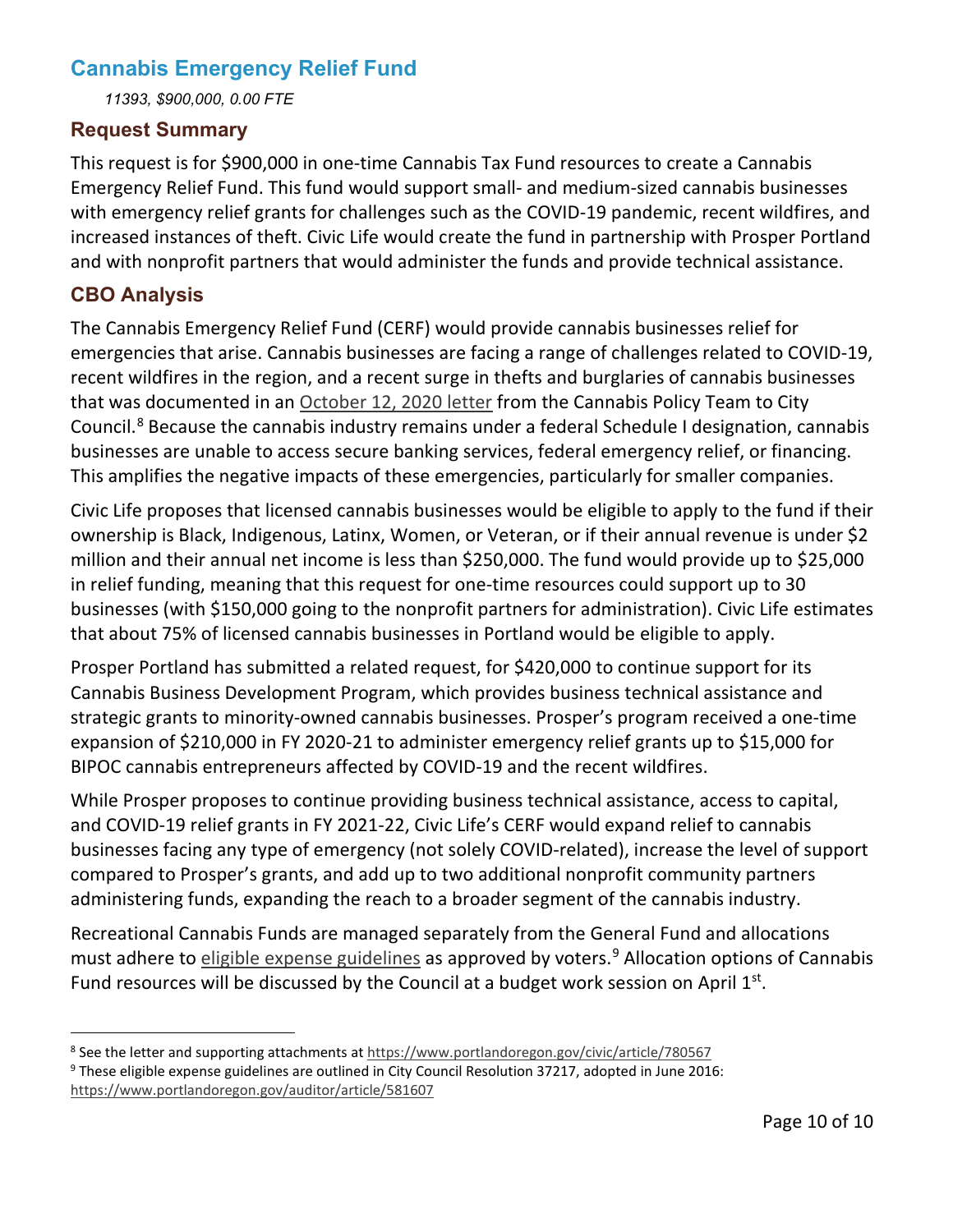## Cannabis Emergency Relief Fund

*11393, $900,000, 0.00 FTE*

### Request Summary

This request is for $900,000 in one-time Cannabis Tax Fund resources to create a Cannabis Emergency Relief Fund. This fund would support small- and medium-sized cannabis businesses with emergency relief grants for challenges such as the COVID-19 pandemic, recent wildfires, and increased instances of theft. Civic Life would create the fund in partnership with Prosper Portland and with nonprofit partners that would administer the funds and provide technical assistance.

### CBO Analysis

The Cannabis Emergency Relief Fund (CERF) would provide cannabis businesses relief for emergencies that arise. Cannabis businesses are facing a range of challenges related to COVID-19, recent wildfires in the region, and a recent surge in thefts and burglaries of cannabis businesses that was documented in an October 12, 2020 letter from the Cannabis Policy Team to City Council.[8] Because the cannabis industry remains under a federal Schedule I designation, cannabis businesses are unable to access secure banking services, federal emergency relief, or financing. This amplifies the negative impacts of these emergencies, particularly for smaller companies.

Civic Life proposes that licensed cannabis businesses would be eligible to apply to the fund if their ownership is Black, Indigenous, Latinx, Women, or Veteran, or if their annual revenue is under $2 million and their annual net income is less than $250,000. The fund would provide up to $25,000 in relief funding, meaning that this request for one-time resources could support up to 30 businesses (with $150,000 going to the nonprofit partners for administration). Civic Life estimates that about 75% of licensed cannabis businesses in Portland would be eligible to apply.

Prosper Portland has submitted a related request, for $420,000 to continue support for its Cannabis Business Development Program, which provides business technical assistance and strategic grants to minority-owned cannabis businesses. Prosper's program received a one-time expansion of $210,000 in FY 2020-21 to administer emergency relief grants up to $15,000 for BIPOC cannabis entrepreneurs affected by COVID-19 and the recent wildfires.

While Prosper proposes to continue providing business technical assistance, access to capital, and COVID-19 relief grants in FY 2021-22, Civic Life's CERF would expand relief to cannabis businesses facing any type of emergency (not solely COVID-related), increase the level of support compared to Prosper's grants, and add up to two additional nonprofit community partners administering funds, expanding the reach to a broader segment of the cannabis industry.

Recreational Cannabis Funds are managed separately from the General Fund and allocations must adhere to eligible expense guidelines as approved by voters.[9] Allocation options of Cannabis Fund resources will be discussed by the Council at a budget work session on April 1st.

---

[8] See the letter and supporting attachments at https://www.portlandoregon.gov/civic/article/780567

[9] These eligible expense guidelines are outlined in City Council Resolution 37217, adopted in June 2016: https://www.portlandoregon.gov/auditor/article/581607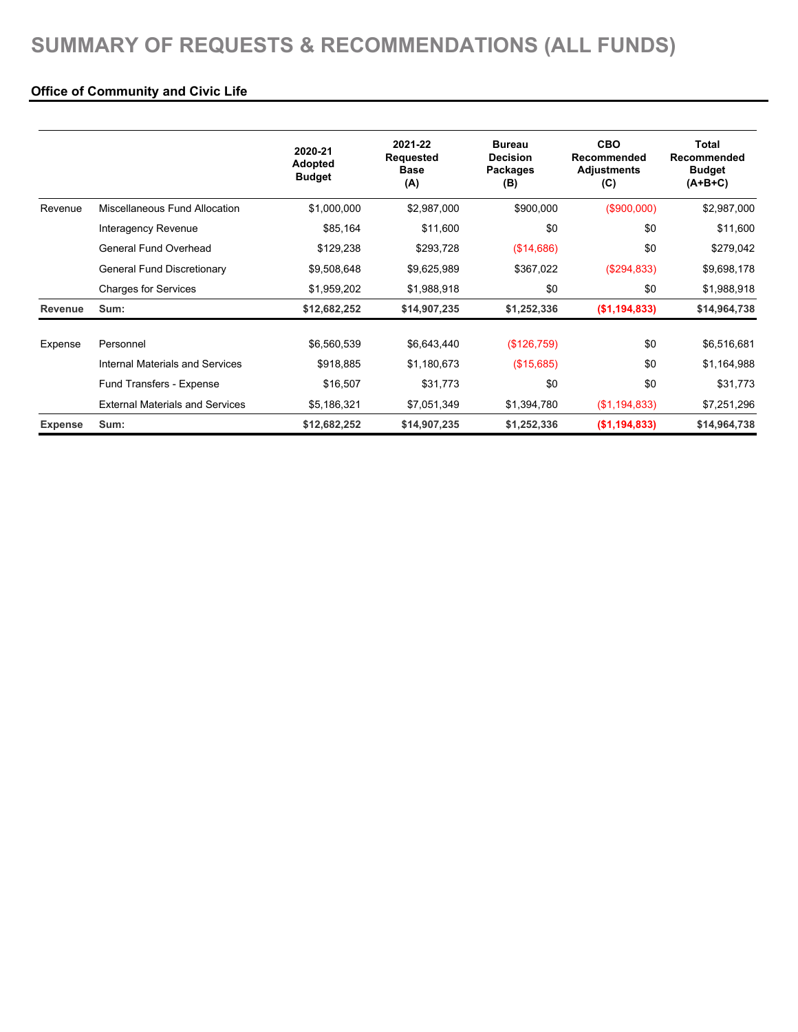# SUMMARY OF REQUESTS & RECOMMENDATIONS (ALL FUNDS)

## Office of Community and Civic Life

| | | 2020-21 Adopted Budget | 2021-22 Requested Base (A) | Bureau Decision Packages (B) | CBO Recommended Adjustments (C) | Total Recommended Budget (A+B+C) |
|---|---|---|---|---|---|---|
| Revenue | Miscellaneous Fund Allocation | $1,000,000 | $2,987,000 | $900,000 | ($900,000) | $2,987,000 |
| | Interagency Revenue | $85,164 | $11,600 | $0 | $0 | $11,600 |
| | General Fund Overhead | $129,238 | $293,728 | ($14,686) | $0 | $279,042 |
| | General Fund Discretionary | $9,508,648 | $9,625,989 | $367,022 | ($294,833) | $9,698,178 |
| | Charges for Services | $1,959,202 | $1,988,918 | $0 | $0 | $1,988,918 |
| **Revenue** | **Sum:** | **$12,682,252** | **$14,907,235** | **$1,252,336** | **($1,194,833)** | **$14,964,738** |
| Expense | Personnel | $6,560,539 | $6,643,440 | ($126,759) | $0 | $6,516,681 |
| | Internal Materials and Services | $918,885 | $1,180,673 | ($15,685) | $0 | $1,164,988 |
| | Fund Transfers - Expense | $16,507 | $31,773 | $0 | $0 | $31,773 |
| | External Materials and Services | $5,186,321 | $7,051,349 | $1,394,780 | ($1,194,833) | $7,251,296 |
| **Expense** | **Sum:** | **$12,682,252** | **$14,907,235** | **$1,252,336** | **($1,194,833)** | **$14,964,738** |